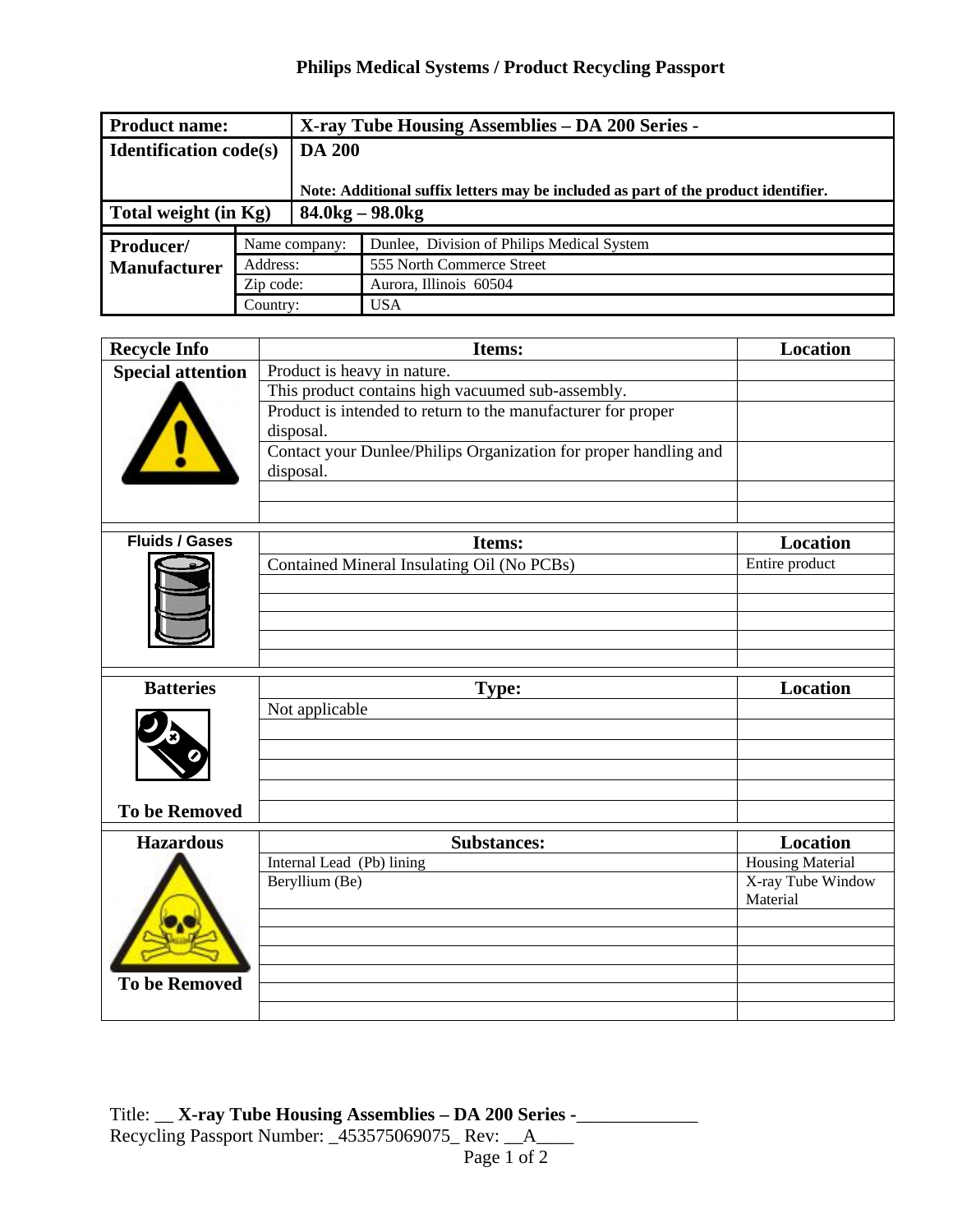## Philips Medical Systems / Product Recycling Passport

| **Product name:** | **X-ray Tube Housing Assemblies – DA 200 Series -** | |
|---|---|---|
| **Identification code(s)** | **DA 200** <br> **Note: Additional suffix letters may be included as part of the product identifier.** | |
| **Total weight (in Kg)** | **84.0kg – 98.0kg** | |
| **Producer/ Manufacturer** | Name company: | Dunlee, Division of Philips Medical System |
| | Address: | 555 North Commerce Street |
| | Zip code: | Aurora, Illinois 60504 |
| | Country: | USA |

| **Recycle Info** | **Items:** | **Location** |
|---|---|---|
| **Special attention** | Product is heavy in nature. | |
| | This product contains high vacuumed sub-assembly. | |
| | Product is intended to return to the manufacturer for proper disposal. | |
| | Contact your Dunlee/Philips Organization for proper handling and disposal. | |
| | | |
| | | |

| **Fluids / Gases** | **Items:** | **Location** |
|---|---|---|
| | Contained Mineral Insulating Oil (No PCBs) | Entire product |
| | | |
| | | |
| | | |
| | | |
| | | |

| **Batteries** | **Type:** | **Location** |
|---|---|---|
| | Not applicable | |
| | | |
| | | |
| | | |
| | | |
| **To be Removed** | | |

| **Hazardous** | **Substances:** | **Location** |
|---|---|---|
| | Internal Lead (Pb) lining | Housing Material |
| | Beryllium (Be) | X-ray Tube Window Material |
| | | |
| | | |
| | | |
| **To be Removed** | | |
| | | |
| | | |

Title: __ **X-ray Tube Housing Assemblies – DA 200 Series -**_____________
Recycling Passport Number: _453575069075_ Rev: __A____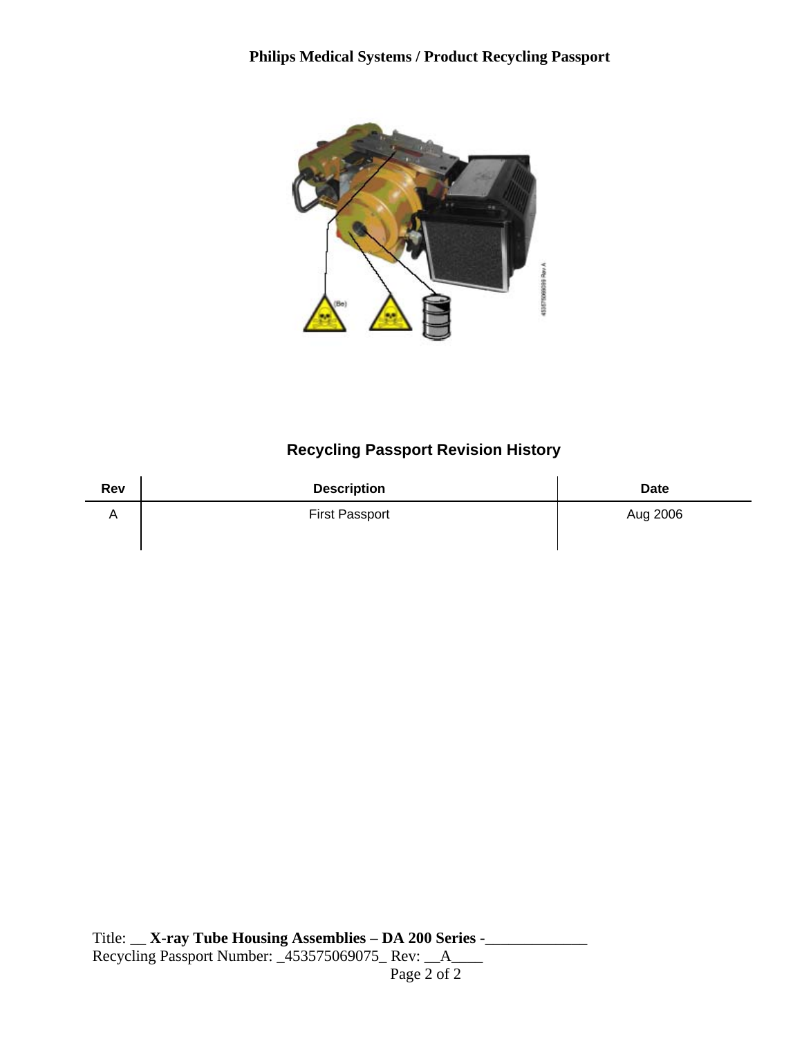## Recycling Passport Revision History

| Rev | Description | Date |
|---|---|---|
| A | First Passport | Aug 2006 |

Title: __ **X-ray Tube Housing Assemblies – DA 200 Series -**_____________
Recycling Passport Number: _453575069075_ Rev: __A____